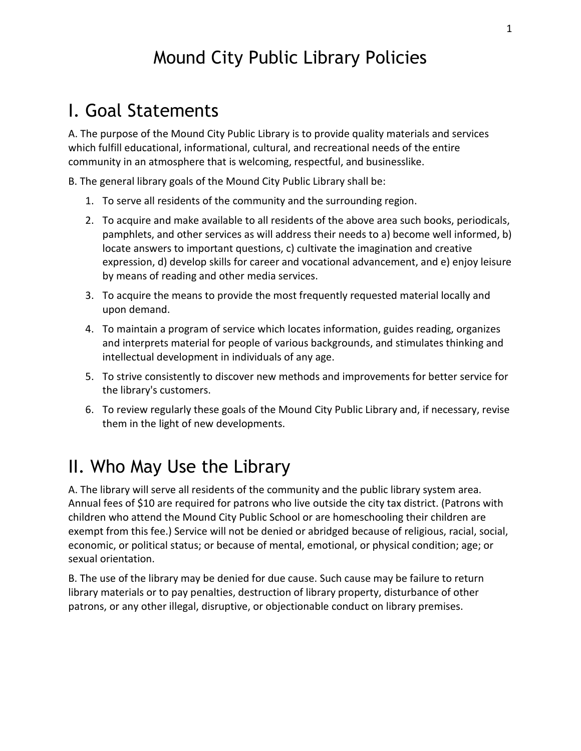# Mound City Public Library Policies

## I. Goal Statements

A. The purpose of the Mound City Public Library is to provide quality materials and services which fulfill educational, informational, cultural, and recreational needs of the entire community in an atmosphere that is welcoming, respectful, and businesslike.

B. The general library goals of the Mound City Public Library shall be:

1. To serve all residents of the community and the surrounding region.
2. To acquire and make available to all residents of the above area such books, periodicals, pamphlets, and other services as will address their needs to a) become well informed, b) locate answers to important questions, c) cultivate the imagination and creative expression, d) develop skills for career and vocational advancement, and e) enjoy leisure by means of reading and other media services.
3. To acquire the means to provide the most frequently requested material locally and upon demand.
4. To maintain a program of service which locates information, guides reading, organizes and interprets material for people of various backgrounds, and stimulates thinking and intellectual development in individuals of any age.
5. To strive consistently to discover new methods and improvements for better service for the library's customers.
6. To review regularly these goals of the Mound City Public Library and, if necessary, revise them in the light of new developments.

## II. Who May Use the Library

A. The library will serve all residents of the community and the public library system area. Annual fees of $10 are required for patrons who live outside the city tax district. (Patrons with children who attend the Mound City Public School or are homeschooling their children are exempt from this fee.) Service will not be denied or abridged because of religious, racial, social, economic, or political status; or because of mental, emotional, or physical condition; age; or sexual orientation.

B. The use of the library may be denied for due cause. Such cause may be failure to return library materials or to pay penalties, destruction of library property, disturbance of other patrons, or any other illegal, disruptive, or objectionable conduct on library premises.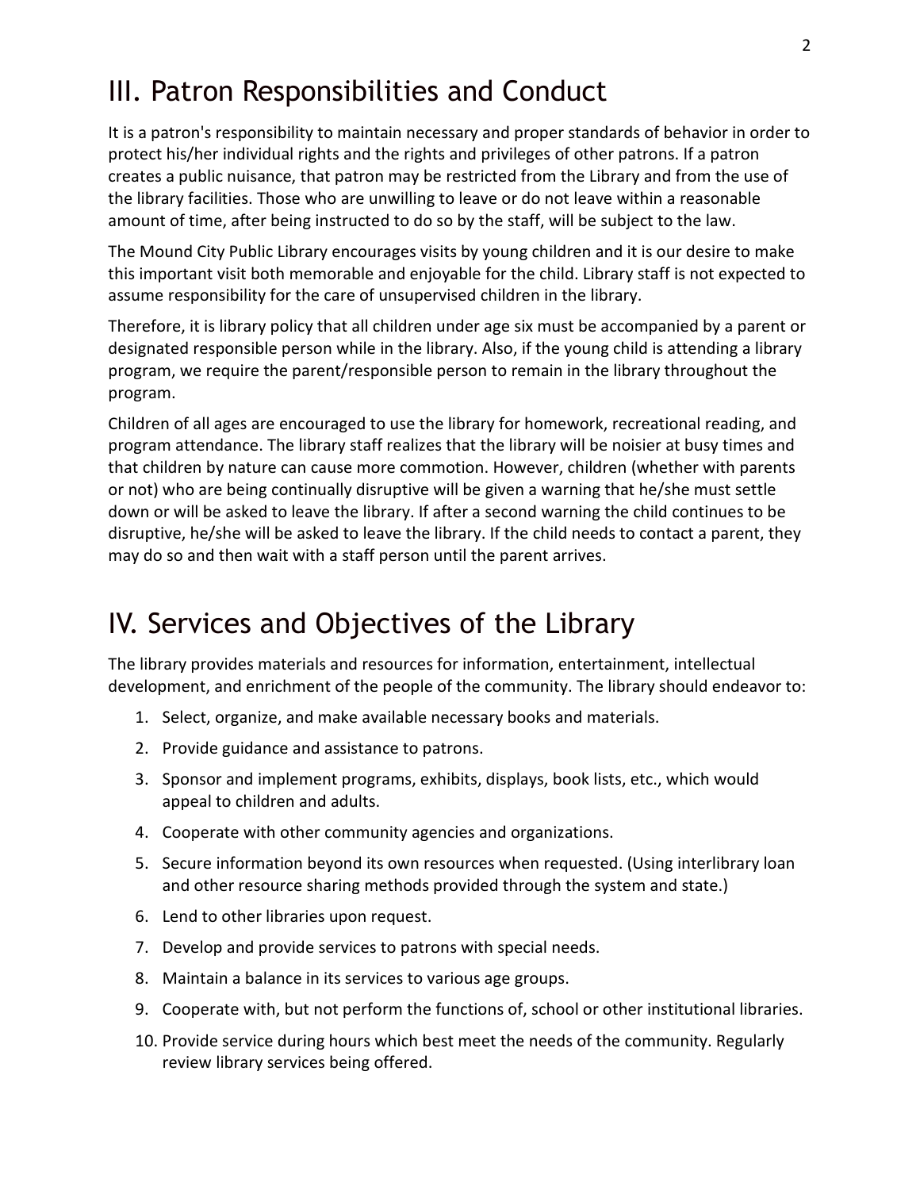## III. Patron Responsibilities and Conduct

It is a patron's responsibility to maintain necessary and proper standards of behavior in order to protect his/her individual rights and the rights and privileges of other patrons. If a patron creates a public nuisance, that patron may be restricted from the Library and from the use of the library facilities. Those who are unwilling to leave or do not leave within a reasonable amount of time, after being instructed to do so by the staff, will be subject to the law.

The Mound City Public Library encourages visits by young children and it is our desire to make this important visit both memorable and enjoyable for the child. Library staff is not expected to assume responsibility for the care of unsupervised children in the library.

Therefore, it is library policy that all children under age six must be accompanied by a parent or designated responsible person while in the library. Also, if the young child is attending a library program, we require the parent/responsible person to remain in the library throughout the program.

Children of all ages are encouraged to use the library for homework, recreational reading, and program attendance. The library staff realizes that the library will be noisier at busy times and that children by nature can cause more commotion. However, children (whether with parents or not) who are being continually disruptive will be given a warning that he/she must settle down or will be asked to leave the library. If after a second warning the child continues to be disruptive, he/she will be asked to leave the library. If the child needs to contact a parent, they may do so and then wait with a staff person until the parent arrives.

## IV. Services and Objectives of the Library

The library provides materials and resources for information, entertainment, intellectual development, and enrichment of the people of the community. The library should endeavor to:

1. Select, organize, and make available necessary books and materials.
2. Provide guidance and assistance to patrons.
3. Sponsor and implement programs, exhibits, displays, book lists, etc., which would appeal to children and adults.
4. Cooperate with other community agencies and organizations.
5. Secure information beyond its own resources when requested. (Using interlibrary loan and other resource sharing methods provided through the system and state.)
6. Lend to other libraries upon request.
7. Develop and provide services to patrons with special needs.
8. Maintain a balance in its services to various age groups.
9. Cooperate with, but not perform the functions of, school or other institutional libraries.
10. Provide service during hours which best meet the needs of the community. Regularly review library services being offered.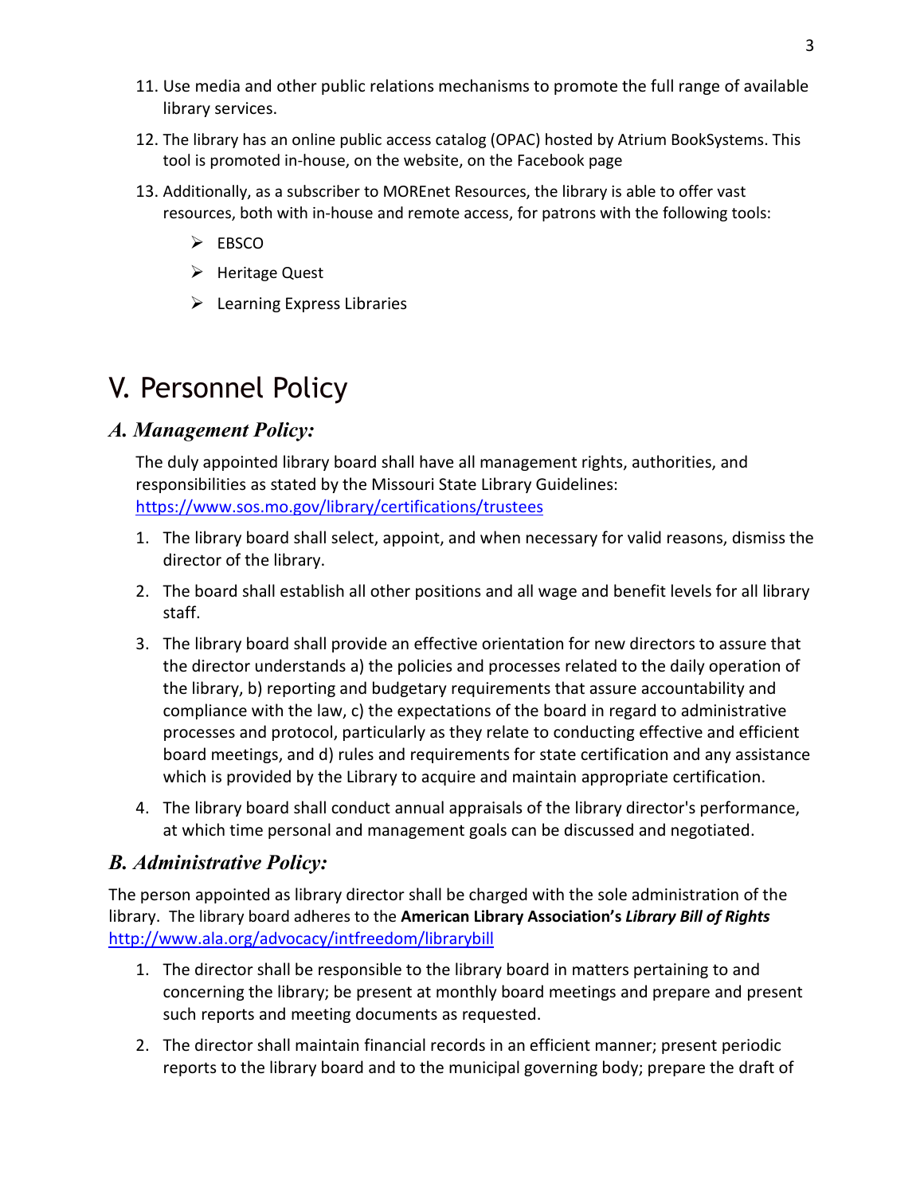11. Use media and other public relations mechanisms to promote the full range of available library services.

12. The library has an online public access catalog (OPAC) hosted by Atrium BookSystems. This tool is promoted in-house, on the website, on the Facebook page

13. Additionally, as a subscriber to MOREnet Resources, the library is able to offer vast resources, both with in-house and remote access, for patrons with the following tools:

    - EBSCO
    - Heritage Quest
    - Learning Express Libraries

# V. Personnel Policy

## *A. Management Policy:*

The duly appointed library board shall have all management rights, authorities, and responsibilities as stated by the Missouri State Library Guidelines: https://www.sos.mo.gov/library/certifications/trustees

1. The library board shall select, appoint, and when necessary for valid reasons, dismiss the director of the library.

2. The board shall establish all other positions and all wage and benefit levels for all library staff.

3. The library board shall provide an effective orientation for new directors to assure that the director understands a) the policies and processes related to the daily operation of the library, b) reporting and budgetary requirements that assure accountability and compliance with the law, c) the expectations of the board in regard to administrative processes and protocol, particularly as they relate to conducting effective and efficient board meetings, and d) rules and requirements for state certification and any assistance which is provided by the Library to acquire and maintain appropriate certification.

4. The library board shall conduct annual appraisals of the library director's performance, at which time personal and management goals can be discussed and negotiated.

## *B. Administrative Policy:*

The person appointed as library director shall be charged with the sole administration of the library. The library board adheres to the **American Library Association's *Library Bill of Rights*** http://www.ala.org/advocacy/intfreedom/librarybill

1. The director shall be responsible to the library board in matters pertaining to and concerning the library; be present at monthly board meetings and prepare and present such reports and meeting documents as requested.

2. The director shall maintain financial records in an efficient manner; present periodic reports to the library board and to the municipal governing body; prepare the draft of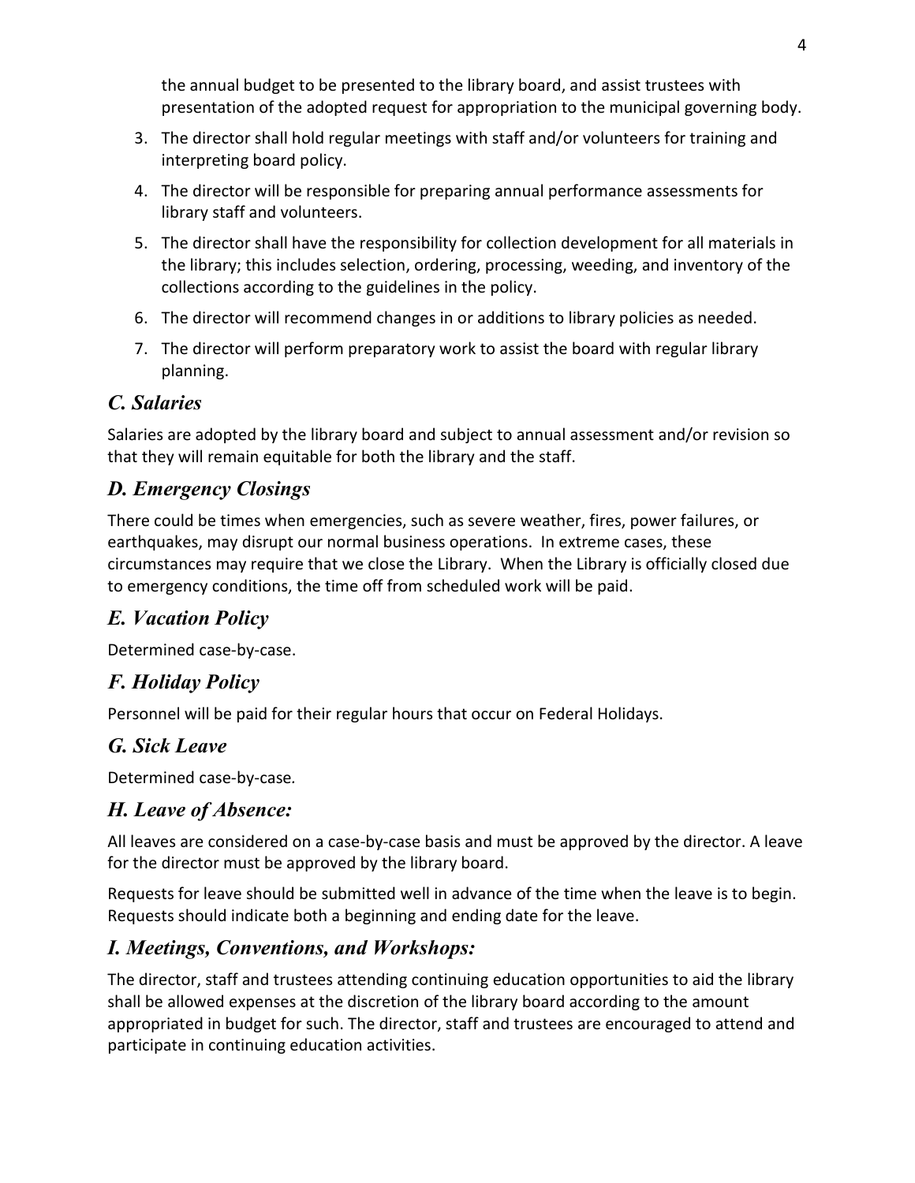the annual budget to be presented to the library board, and assist trustees with presentation of the adopted request for appropriation to the municipal governing body.

3. The director shall hold regular meetings with staff and/or volunteers for training and interpreting board policy.
4. The director will be responsible for preparing annual performance assessments for library staff and volunteers.
5. The director shall have the responsibility for collection development for all materials in the library; this includes selection, ordering, processing, weeding, and inventory of the collections according to the guidelines in the policy.
6. The director will recommend changes in or additions to library policies as needed.
7. The director will perform preparatory work to assist the board with regular library planning.

## *C. Salaries*

Salaries are adopted by the library board and subject to annual assessment and/or revision so that they will remain equitable for both the library and the staff.

## *D. Emergency Closings*

There could be times when emergencies, such as severe weather, fires, power failures, or earthquakes, may disrupt our normal business operations. In extreme cases, these circumstances may require that we close the Library. When the Library is officially closed due to emergency conditions, the time off from scheduled work will be paid.

## *E. Vacation Policy*

Determined case-by-case.

## *F. Holiday Policy*

Personnel will be paid for their regular hours that occur on Federal Holidays.

## *G. Sick Leave*

Determined case-by-case.

## *H. Leave of Absence:*

All leaves are considered on a case-by-case basis and must be approved by the director. A leave for the director must be approved by the library board.

Requests for leave should be submitted well in advance of the time when the leave is to begin. Requests should indicate both a beginning and ending date for the leave.

## *I. Meetings, Conventions, and Workshops:*

The director, staff and trustees attending continuing education opportunities to aid the library shall be allowed expenses at the discretion of the library board according to the amount appropriated in budget for such. The director, staff and trustees are encouraged to attend and participate in continuing education activities.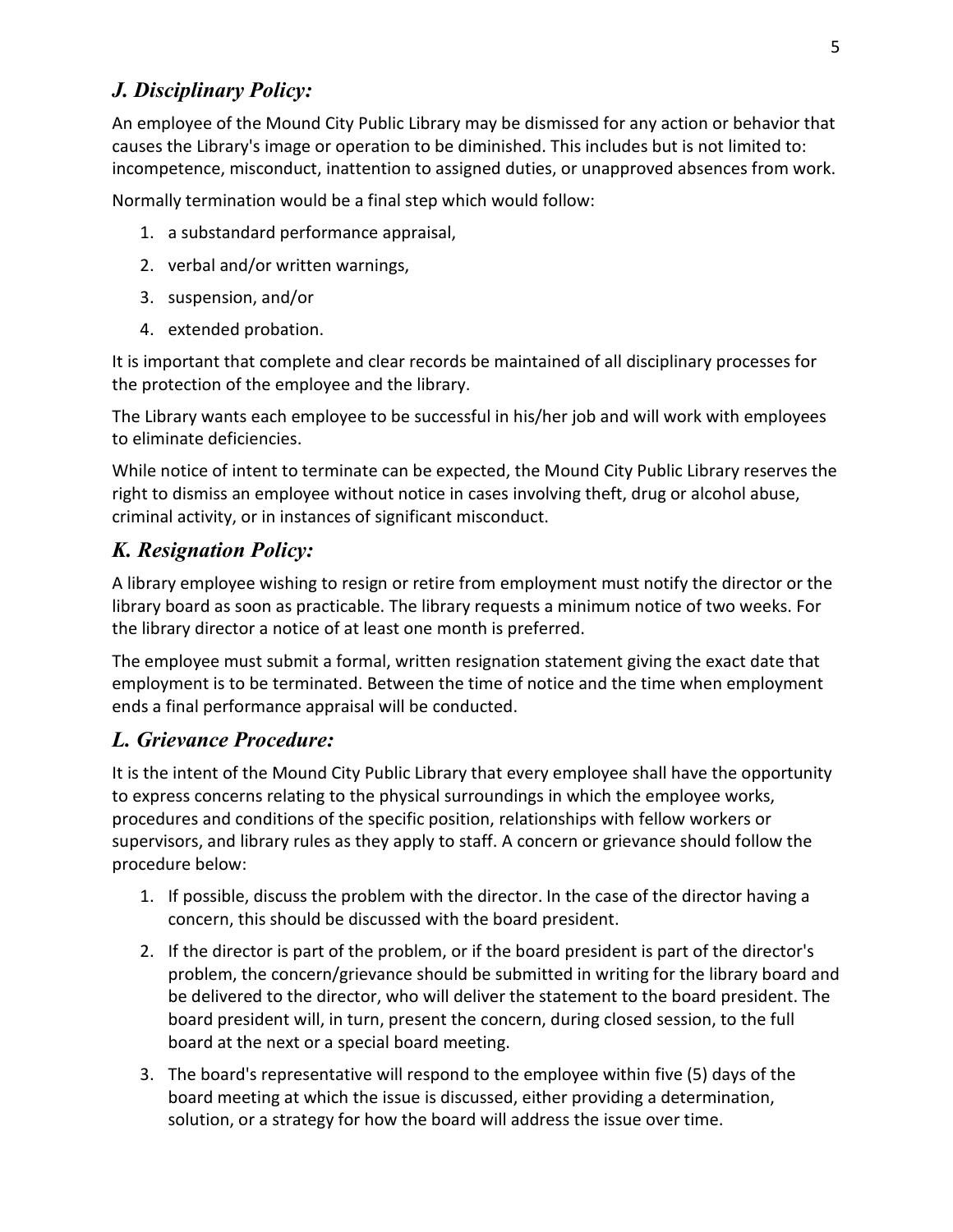## *J. Disciplinary Policy:*

An employee of the Mound City Public Library may be dismissed for any action or behavior that causes the Library's image or operation to be diminished. This includes but is not limited to: incompetence, misconduct, inattention to assigned duties, or unapproved absences from work.

Normally termination would be a final step which would follow:

1. a substandard performance appraisal,
2. verbal and/or written warnings,
3. suspension, and/or
4. extended probation.

It is important that complete and clear records be maintained of all disciplinary processes for the protection of the employee and the library.

The Library wants each employee to be successful in his/her job and will work with employees to eliminate deficiencies.

While notice of intent to terminate can be expected, the Mound City Public Library reserves the right to dismiss an employee without notice in cases involving theft, drug or alcohol abuse, criminal activity, or in instances of significant misconduct.

## *K. Resignation Policy:*

A library employee wishing to resign or retire from employment must notify the director or the library board as soon as practicable. The library requests a minimum notice of two weeks. For the library director a notice of at least one month is preferred.

The employee must submit a formal, written resignation statement giving the exact date that employment is to be terminated. Between the time of notice and the time when employment ends a final performance appraisal will be conducted.

## *L. Grievance Procedure:*

It is the intent of the Mound City Public Library that every employee shall have the opportunity to express concerns relating to the physical surroundings in which the employee works, procedures and conditions of the specific position, relationships with fellow workers or supervisors, and library rules as they apply to staff. A concern or grievance should follow the procedure below:

1. If possible, discuss the problem with the director. In the case of the director having a concern, this should be discussed with the board president.
2. If the director is part of the problem, or if the board president is part of the director's problem, the concern/grievance should be submitted in writing for the library board and be delivered to the director, who will deliver the statement to the board president. The board president will, in turn, present the concern, during closed session, to the full board at the next or a special board meeting.
3. The board's representative will respond to the employee within five (5) days of the board meeting at which the issue is discussed, either providing a determination, solution, or a strategy for how the board will address the issue over time.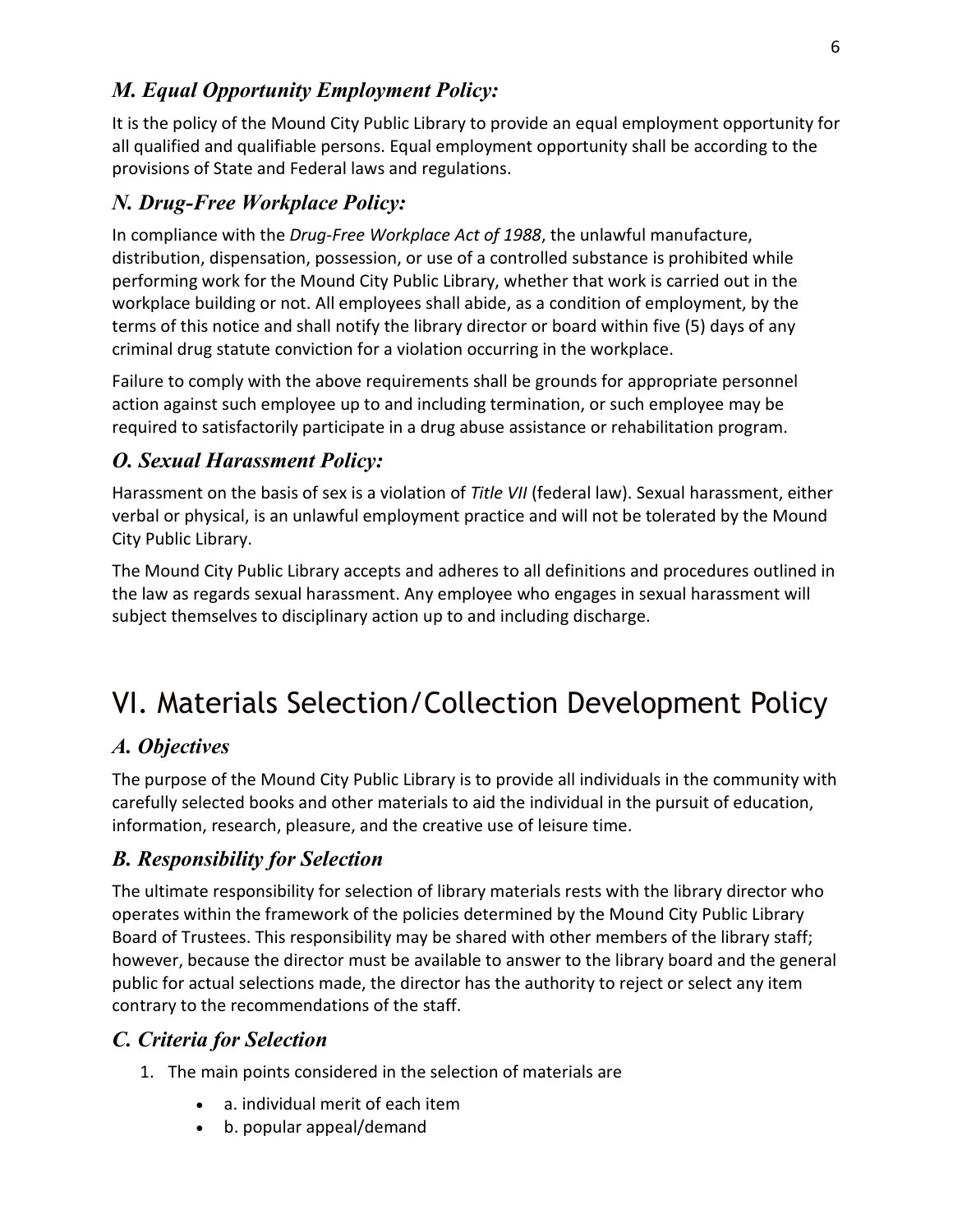### *M. Equal Opportunity Employment Policy:*

It is the policy of the Mound City Public Library to provide an equal employment opportunity for all qualified and qualifiable persons. Equal employment opportunity shall be according to the provisions of State and Federal laws and regulations.

### *N. Drug-Free Workplace Policy:*

In compliance with the *Drug-Free Workplace Act of 1988*, the unlawful manufacture, distribution, dispensation, possession, or use of a controlled substance is prohibited while performing work for the Mound City Public Library, whether that work is carried out in the workplace building or not. All employees shall abide, as a condition of employment, by the terms of this notice and shall notify the library director or board within five (5) days of any criminal drug statute conviction for a violation occurring in the workplace.

Failure to comply with the above requirements shall be grounds for appropriate personnel action against such employee up to and including termination, or such employee may be required to satisfactorily participate in a drug abuse assistance or rehabilitation program.

### *O. Sexual Harassment Policy:*

Harassment on the basis of sex is a violation of *Title VII* (federal law). Sexual harassment, either verbal or physical, is an unlawful employment practice and will not be tolerated by the Mound City Public Library.

The Mound City Public Library accepts and adheres to all definitions and procedures outlined in the law as regards sexual harassment. Any employee who engages in sexual harassment will subject themselves to disciplinary action up to and including discharge.

# VI. Materials Selection/Collection Development Policy

### *A. Objectives*

The purpose of the Mound City Public Library is to provide all individuals in the community with carefully selected books and other materials to aid the individual in the pursuit of education, information, research, pleasure, and the creative use of leisure time.

### *B. Responsibility for Selection*

The ultimate responsibility for selection of library materials rests with the library director who operates within the framework of the policies determined by the Mound City Public Library Board of Trustees. This responsibility may be shared with other members of the library staff; however, because the director must be available to answer to the library board and the general public for actual selections made, the director has the authority to reject or select any item contrary to the recommendations of the staff.

### *C. Criteria for Selection*

1. The main points considered in the selection of materials are
   - a. individual merit of each item
   - b. popular appeal/demand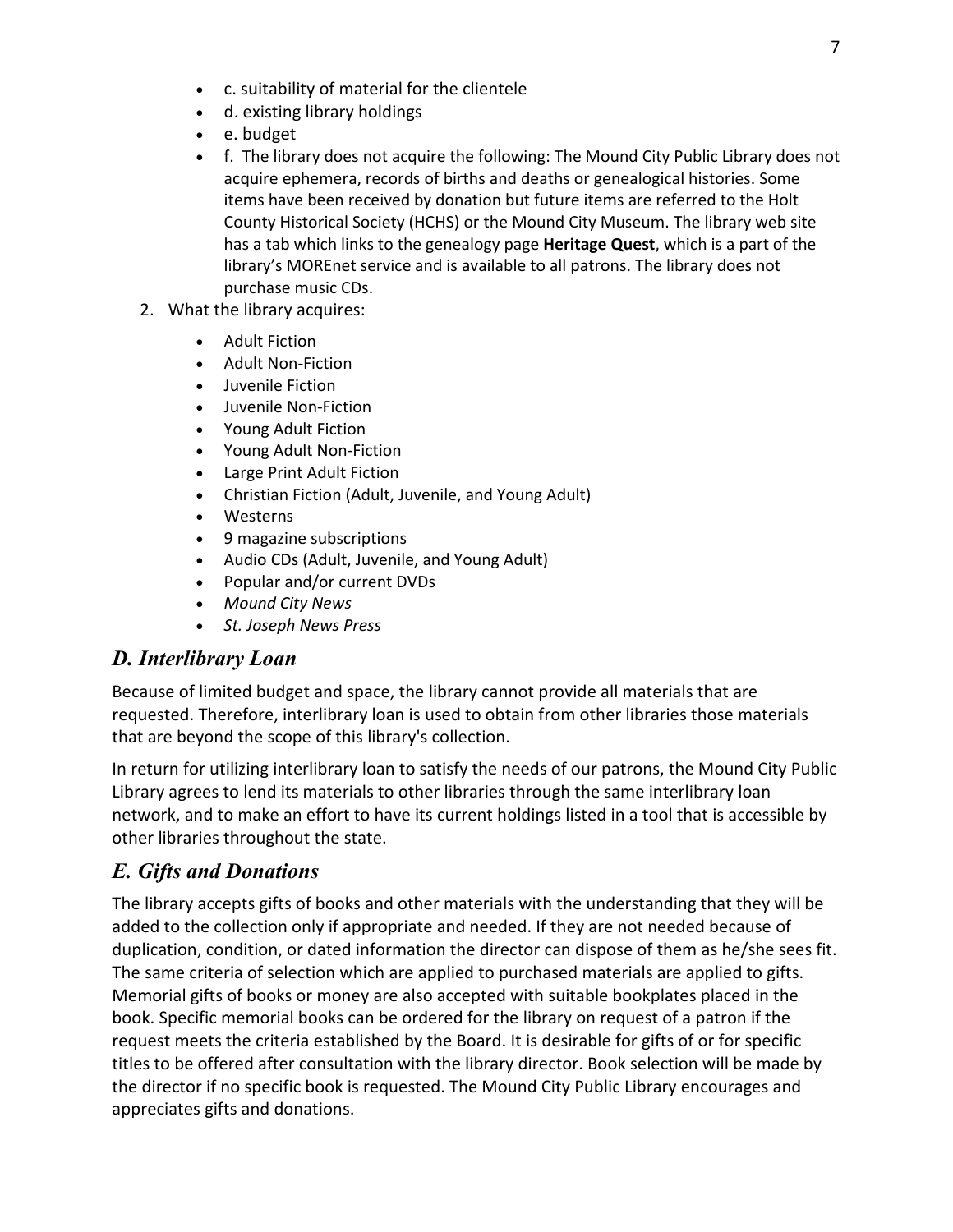- c. suitability of material for the clientele
- d. existing library holdings
- e. budget
- f. The library does not acquire the following: The Mound City Public Library does not acquire ephemera, records of births and deaths or genealogical histories. Some items have been received by donation but future items are referred to the Holt County Historical Society (HCHS) or the Mound City Museum. The library web site has a tab which links to the genealogy page **Heritage Quest**, which is a part of the library's MOREnet service and is available to all patrons. The library does not purchase music CDs.

2. What the library acquires:
    - Adult Fiction
    - Adult Non-Fiction
    - Juvenile Fiction
    - Juvenile Non-Fiction
    - Young Adult Fiction
    - Young Adult Non-Fiction
    - Large Print Adult Fiction
    - Christian Fiction (Adult, Juvenile, and Young Adult)
    - Westerns
    - 9 magazine subscriptions
    - Audio CDs (Adult, Juvenile, and Young Adult)
    - Popular and/or current DVDs
    - *Mound City News*
    - *St. Joseph News Press*

## *D. Interlibrary Loan*

Because of limited budget and space, the library cannot provide all materials that are requested. Therefore, interlibrary loan is used to obtain from other libraries those materials that are beyond the scope of this library's collection.

In return for utilizing interlibrary loan to satisfy the needs of our patrons, the Mound City Public Library agrees to lend its materials to other libraries through the same interlibrary loan network, and to make an effort to have its current holdings listed in a tool that is accessible by other libraries throughout the state.

## *E. Gifts and Donations*

The library accepts gifts of books and other materials with the understanding that they will be added to the collection only if appropriate and needed. If they are not needed because of duplication, condition, or dated information the director can dispose of them as he/she sees fit. The same criteria of selection which are applied to purchased materials are applied to gifts. Memorial gifts of books or money are also accepted with suitable bookplates placed in the book. Specific memorial books can be ordered for the library on request of a patron if the request meets the criteria established by the Board. It is desirable for gifts of or for specific titles to be offered after consultation with the library director. Book selection will be made by the director if no specific book is requested. The Mound City Public Library encourages and appreciates gifts and donations.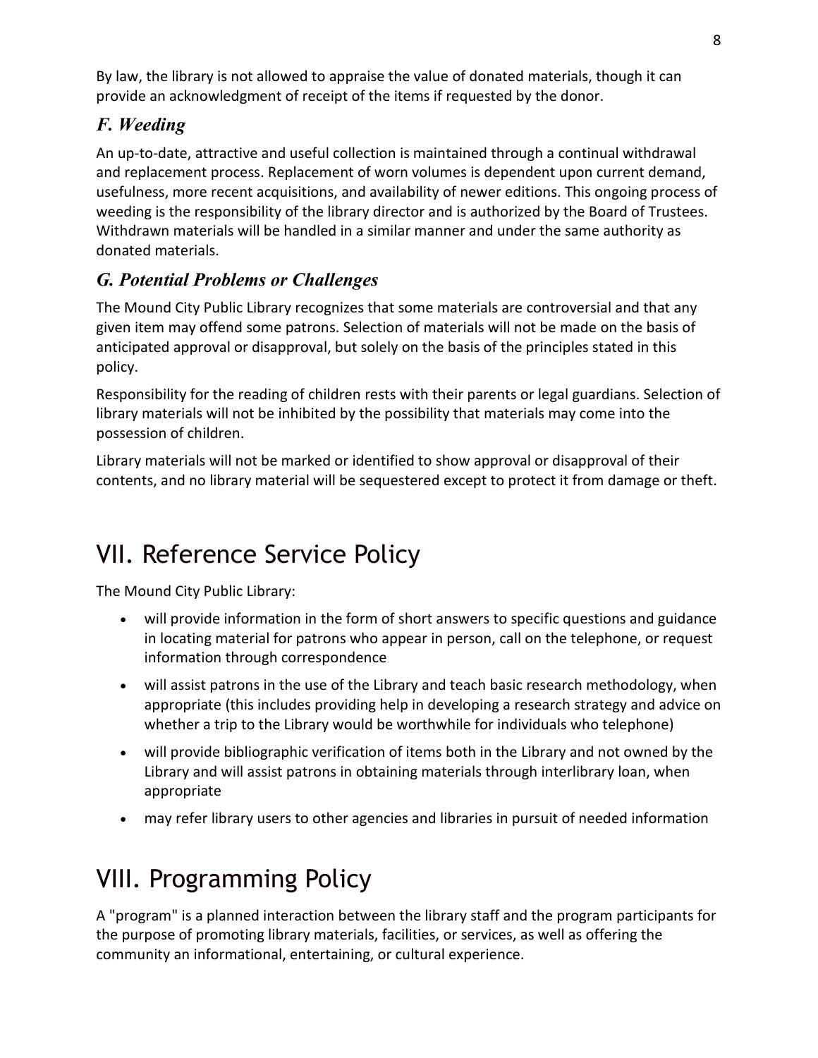By law, the library is not allowed to appraise the value of donated materials, though it can provide an acknowledgment of receipt of the items if requested by the donor.

### *F. Weeding*

An up-to-date, attractive and useful collection is maintained through a continual withdrawal and replacement process. Replacement of worn volumes is dependent upon current demand, usefulness, more recent acquisitions, and availability of newer editions. This ongoing process of weeding is the responsibility of the library director and is authorized by the Board of Trustees. Withdrawn materials will be handled in a similar manner and under the same authority as donated materials.

### *G. Potential Problems or Challenges*

The Mound City Public Library recognizes that some materials are controversial and that any given item may offend some patrons. Selection of materials will not be made on the basis of anticipated approval or disapproval, but solely on the basis of the principles stated in this policy.

Responsibility for the reading of children rests with their parents or legal guardians. Selection of library materials will not be inhibited by the possibility that materials may come into the possession of children.

Library materials will not be marked or identified to show approval or disapproval of their contents, and no library material will be sequestered except to protect it from damage or theft.

## VII. Reference Service Policy

The Mound City Public Library:

- will provide information in the form of short answers to specific questions and guidance in locating material for patrons who appear in person, call on the telephone, or request information through correspondence
- will assist patrons in the use of the Library and teach basic research methodology, when appropriate (this includes providing help in developing a research strategy and advice on whether a trip to the Library would be worthwhile for individuals who telephone)
- will provide bibliographic verification of items both in the Library and not owned by the Library and will assist patrons in obtaining materials through interlibrary loan, when appropriate
- may refer library users to other agencies and libraries in pursuit of needed information

## VIII. Programming Policy

A "program" is a planned interaction between the library staff and the program participants for the purpose of promoting library materials, facilities, or services, as well as offering the community an informational, entertaining, or cultural experience.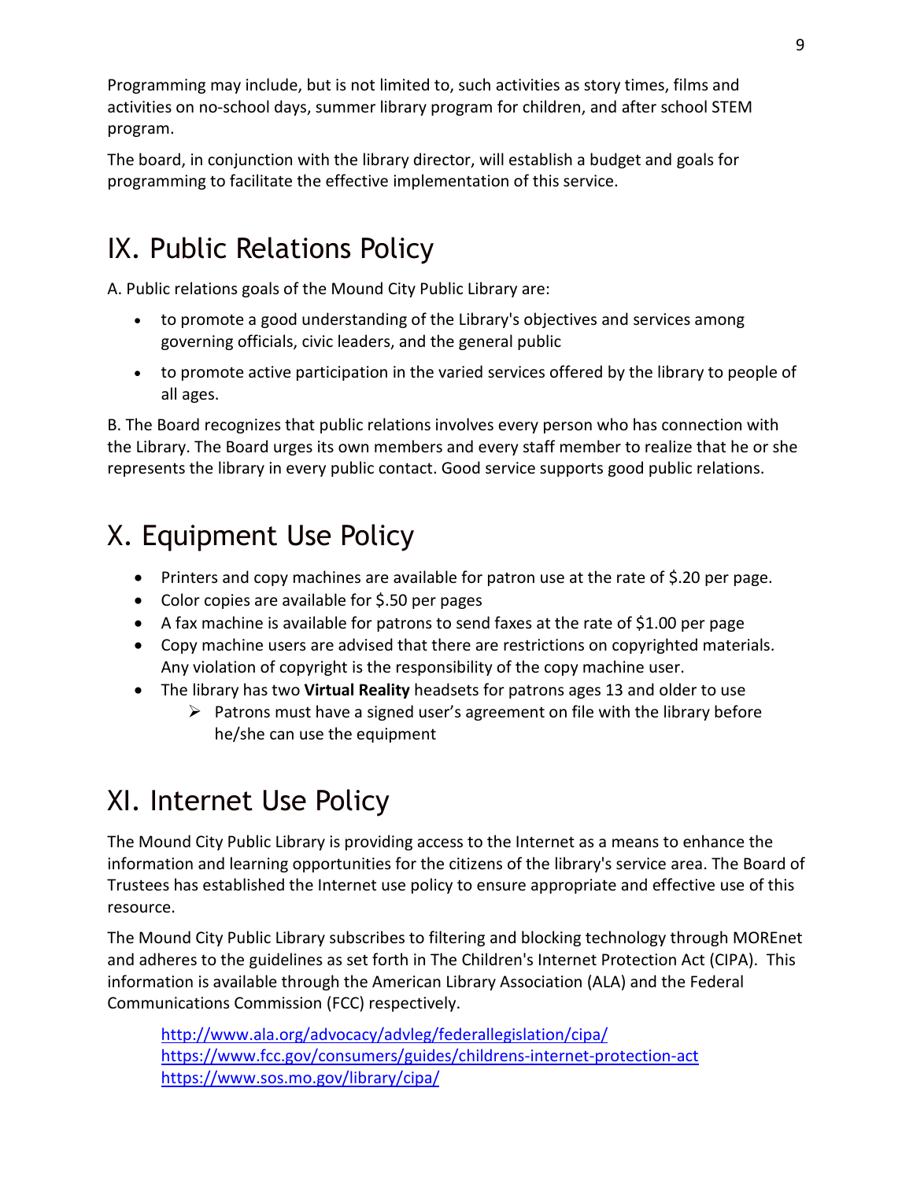Programming may include, but is not limited to, such activities as story times, films and activities on no-school days, summer library program for children, and after school STEM program.

The board, in conjunction with the library director, will establish a budget and goals for programming to facilitate the effective implementation of this service.

# IX. Public Relations Policy

A. Public relations goals of the Mound City Public Library are:

- to promote a good understanding of the Library's objectives and services among governing officials, civic leaders, and the general public
- to promote active participation in the varied services offered by the library to people of all ages.

B. The Board recognizes that public relations involves every person who has connection with the Library. The Board urges its own members and every staff member to realize that he or she represents the library in every public contact. Good service supports good public relations.

# X. Equipment Use Policy

- Printers and copy machines are available for patron use at the rate of $.20 per page.
- Color copies are available for $.50 per pages
- A fax machine is available for patrons to send faxes at the rate of $1.00 per page
- Copy machine users are advised that there are restrictions on copyrighted materials. Any violation of copyright is the responsibility of the copy machine user.
- The library has two **Virtual Reality** headsets for patrons ages 13 and older to use
  - Patrons must have a signed user's agreement on file with the library before he/she can use the equipment

# XI. Internet Use Policy

The Mound City Public Library is providing access to the Internet as a means to enhance the information and learning opportunities for the citizens of the library's service area. The Board of Trustees has established the Internet use policy to ensure appropriate and effective use of this resource.

The Mound City Public Library subscribes to filtering and blocking technology through MOREnet and adheres to the guidelines as set forth in The Children's Internet Protection Act (CIPA). This information is available through the American Library Association (ALA) and the Federal Communications Commission (FCC) respectively.

http://www.ala.org/advocacy/advleg/federallegislation/cipa/
https://www.fcc.gov/consumers/guides/childrens-internet-protection-act
https://www.sos.mo.gov/library/cipa/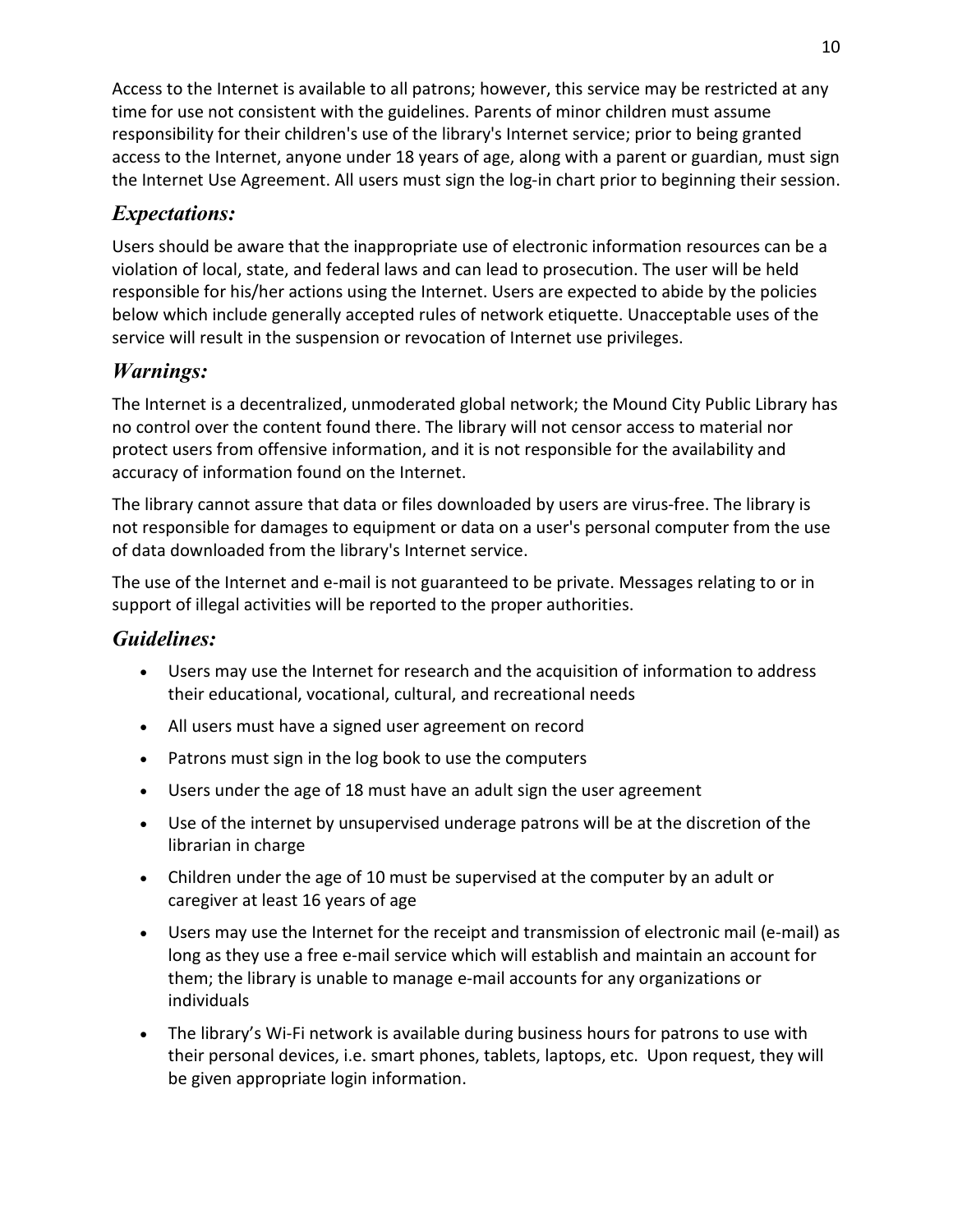Access to the Internet is available to all patrons; however, this service may be restricted at any time for use not consistent with the guidelines. Parents of minor children must assume responsibility for their children's use of the library's Internet service; prior to being granted access to the Internet, anyone under 18 years of age, along with a parent or guardian, must sign the Internet Use Agreement. All users must sign the log-in chart prior to beginning their session.

## *Expectations:*

Users should be aware that the inappropriate use of electronic information resources can be a violation of local, state, and federal laws and can lead to prosecution. The user will be held responsible for his/her actions using the Internet. Users are expected to abide by the policies below which include generally accepted rules of network etiquette. Unacceptable uses of the service will result in the suspension or revocation of Internet use privileges.

## *Warnings:*

The Internet is a decentralized, unmoderated global network; the Mound City Public Library has no control over the content found there. The library will not censor access to material nor protect users from offensive information, and it is not responsible for the availability and accuracy of information found on the Internet.

The library cannot assure that data or files downloaded by users are virus-free. The library is not responsible for damages to equipment or data on a user's personal computer from the use of data downloaded from the library's Internet service.

The use of the Internet and e-mail is not guaranteed to be private. Messages relating to or in support of illegal activities will be reported to the proper authorities.

## *Guidelines:*

- Users may use the Internet for research and the acquisition of information to address their educational, vocational, cultural, and recreational needs
- All users must have a signed user agreement on record
- Patrons must sign in the log book to use the computers
- Users under the age of 18 must have an adult sign the user agreement
- Use of the internet by unsupervised underage patrons will be at the discretion of the librarian in charge
- Children under the age of 10 must be supervised at the computer by an adult or caregiver at least 16 years of age
- Users may use the Internet for the receipt and transmission of electronic mail (e-mail) as long as they use a free e-mail service which will establish and maintain an account for them; the library is unable to manage e-mail accounts for any organizations or individuals
- The library's Wi-Fi network is available during business hours for patrons to use with their personal devices, i.e. smart phones, tablets, laptops, etc. Upon request, they will be given appropriate login information.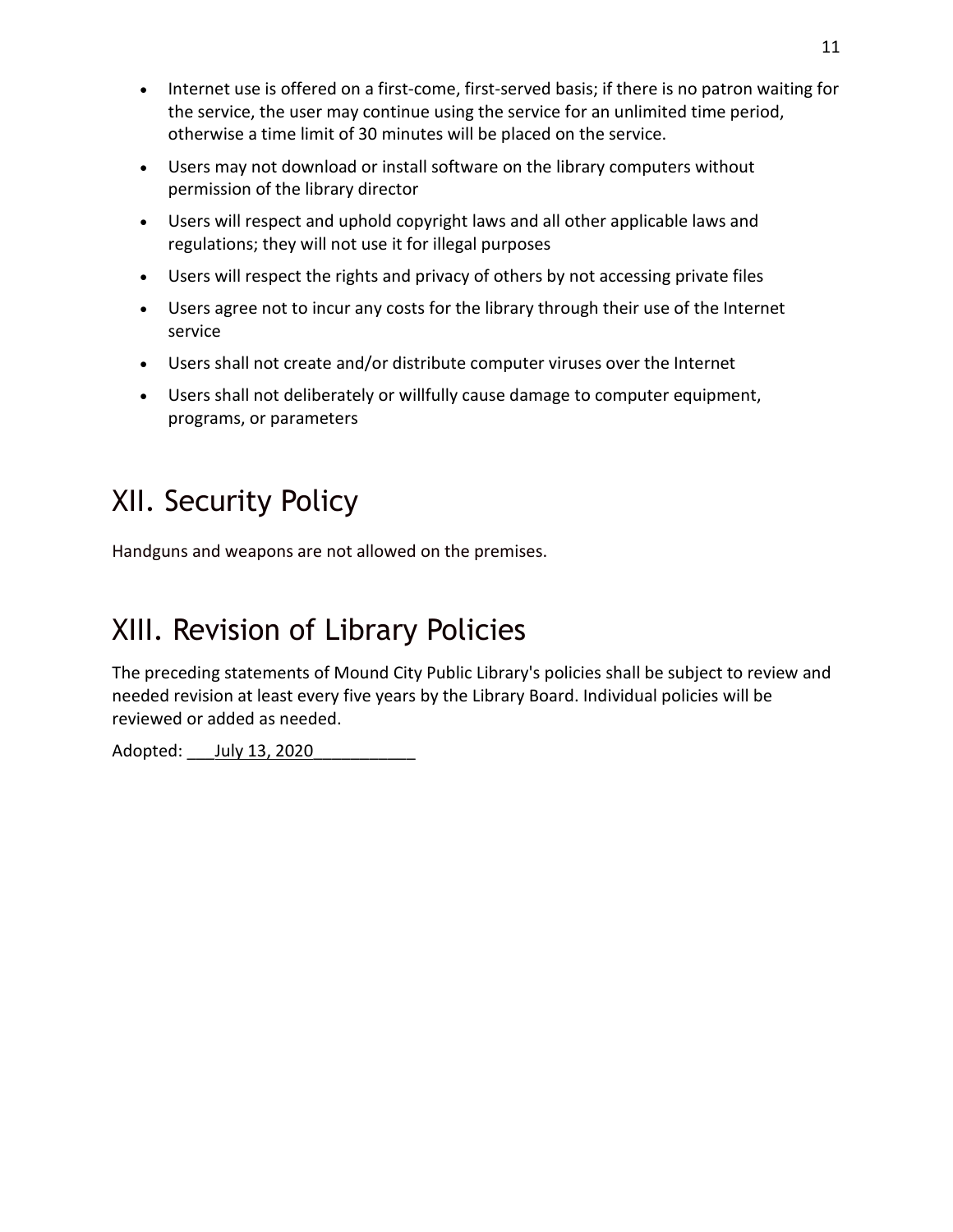- Internet use is offered on a first-come, first-served basis; if there is no patron waiting for the service, the user may continue using the service for an unlimited time period, otherwise a time limit of 30 minutes will be placed on the service.
- Users may not download or install software on the library computers without permission of the library director
- Users will respect and uphold copyright laws and all other applicable laws and regulations; they will not use it for illegal purposes
- Users will respect the rights and privacy of others by not accessing private files
- Users agree not to incur any costs for the library through their use of the Internet service
- Users shall not create and/or distribute computer viruses over the Internet
- Users shall not deliberately or willfully cause damage to computer equipment, programs, or parameters

# XII. Security Policy

Handguns and weapons are not allowed on the premises.

# XIII. Revision of Library Policies

The preceding statements of Mound City Public Library's policies shall be subject to review and needed revision at least every five years by the Library Board. Individual policies will be reviewed or added as needed.

Adopted: ___July 13, 2020___________